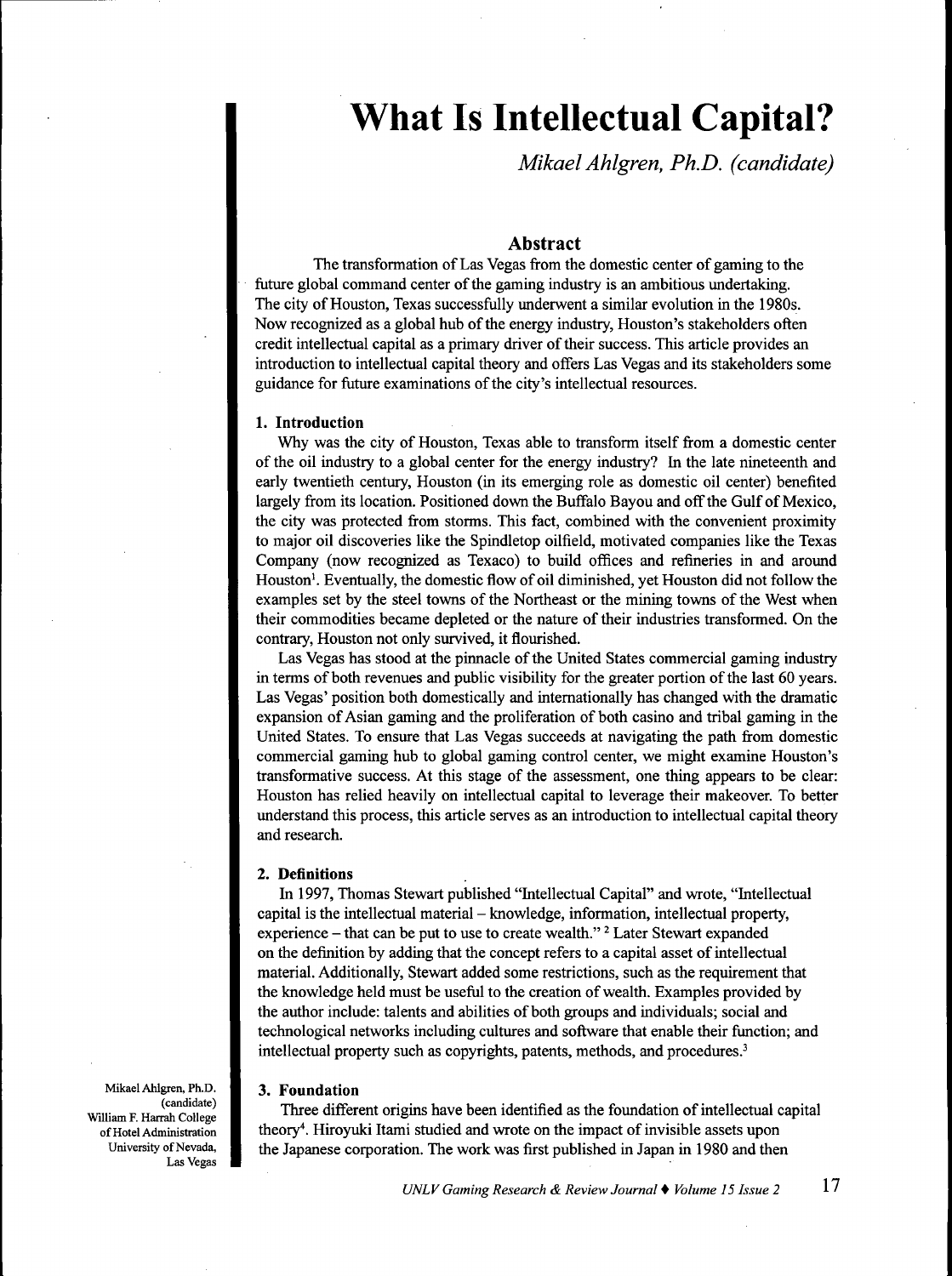# What Is Intellectual Capital?

*Mikael Ahlgren, Ph.D. (candidate)*

## Abstract

The transformation of Las Vegas from the domestic center of gaming to the future global command center of the gaming industry is an ambitious undertaking. The city of Houston, Texas successfully underwent a similar evolution in the 1980s. Now recognized as a global hub of the energy industry, Houston's stakeholders often credit intellectual capital as a primary driver of their success. This article provides an introduction to intellectual capital theory and offers Las Vegas and its stakeholders some guidance for future examinations of the city's intellectual resources.

### 1. Introduction

Why was the city of Houston, Texas able to transform itself from a domestic center of the oil industry to a global center for the energy industry? In the late nineteenth and early twentieth century, Houston (in its emerging role as domestic oil center) benefited largely from its location. Positioned down the Buffalo Bayou and off the Gulf of Mexico, the city was protected from storms. This fact, combined with the convenient proximity to major oil discoveries like the Spindletop oilfield, motivated companies like the Texas Company (now recognized as Texaco) to build offices and refineries in and around Houston[1]. Eventually, the domestic flow of oil diminished, yet Houston did not follow the examples set by the steel towns of the Northeast or the mining towns of the West when their commodities became depleted or the nature of their industries transformed. On the contrary, Houston not only survived, it flourished.

Las Vegas has stood at the pinnacle of the United States commercial gaming industry in terms of both revenues and public visibility for the greater portion of the last 60 years. Las Vegas' position both domestically and internationally has changed with the dramatic expansion of Asian gaming and the proliferation of both casino and tribal gaming in the United States. To ensure that Las Vegas succeeds at navigating the path from domestic commercial gaming hub to global gaming control center, we might examine Houston's transformative success. At this stage of the assessment, one thing appears to be clear: Houston has relied heavily on intellectual capital to leverage their makeover. To better understand this process, this article serves as an introduction to intellectual capital theory and research.

### 2. Definitions

In 1997, Thomas Stewart published "Intellectual Capital" and wrote, "Intellectual capital is the intellectual material – knowledge, information, intellectual property, experience – that can be put to use to create wealth." [2] Later Stewart expanded on the definition by adding that the concept refers to a capital asset of intellectual material. Additionally, Stewart added some restrictions, such as the requirement that the knowledge held must be useful to the creation of wealth. Examples provided by the author include: talents and abilities of both groups and individuals; social and technological networks including cultures and software that enable their function; and intellectual property such as copyrights, patents, methods, and procedures.[3]

### 3. Foundation

Three different origins have been identified as the foundation of intellectual capital theory[4]. Hiroyuki Itami studied and wrote on the impact of invisible assets upon the Japanese corporation. The work was first published in Japan in 1980 and then

Mikael Ahlgren, Ph.D. (candidate)
William F. Harrah College of Hotel Administration
University of Nevada, Las Vegas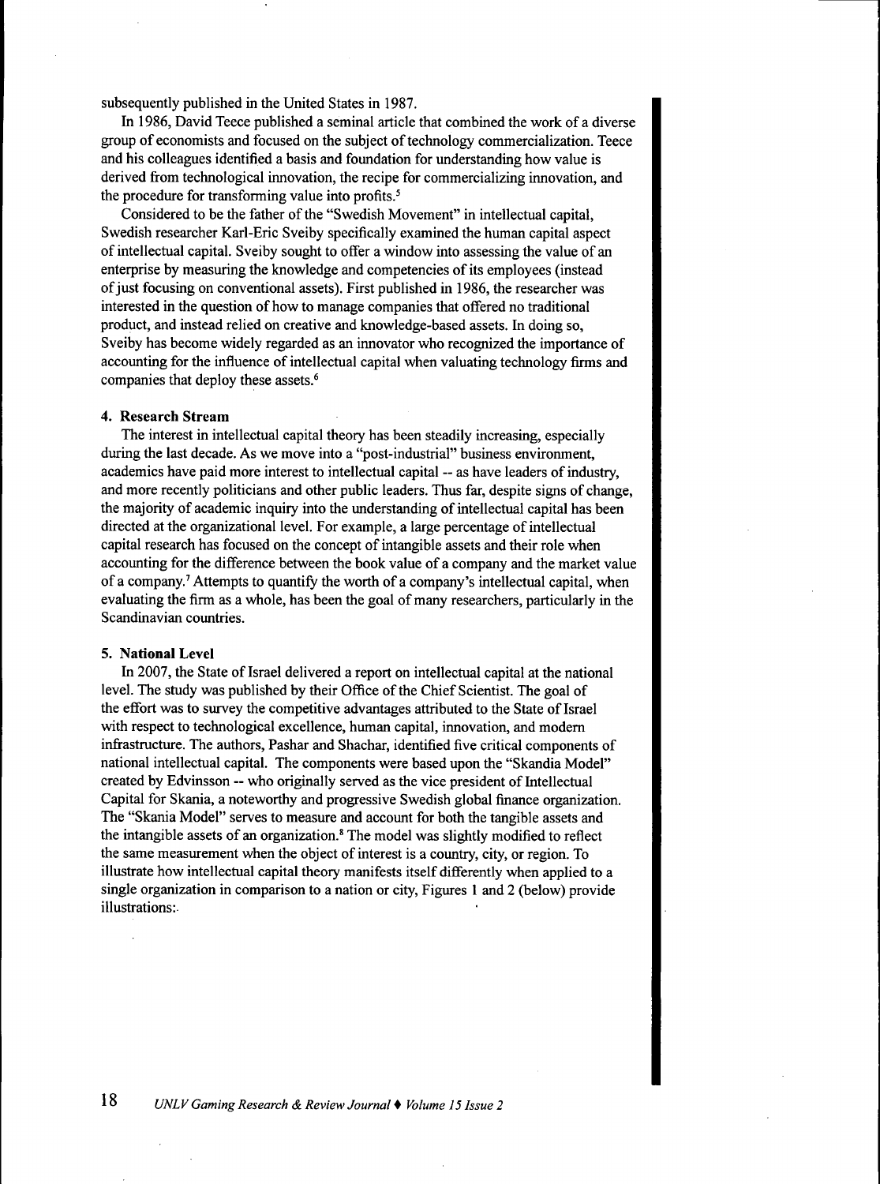subsequently published in the United States in 1987.

In 1986, David Teece published a seminal article that combined the work of a diverse group of economists and focused on the subject of technology commercialization. Teece and his colleagues identified a basis and foundation for understanding how value is derived from technological innovation, the recipe for commercializing innovation, and the procedure for transforming value into profits.[5]

Considered to be the father of the "Swedish Movement" in intellectual capital, Swedish researcher Karl-Eric Sveiby specifically examined the human capital aspect of intellectual capital. Sveiby sought to offer a window into assessing the value of an enterprise by measuring the knowledge and competencies of its employees (instead of just focusing on conventional assets). First published in 1986, the researcher was interested in the question of how to manage companies that offered no traditional product, and instead relied on creative and knowledge-based assets. In doing so, Sveiby has become widely regarded as an innovator who recognized the importance of accounting for the influence of intellectual capital when valuating technology firms and companies that deploy these assets.[6]

#### 4. Research Stream

The interest in intellectual capital theory has been steadily increasing, especially during the last decade. As we move into a "post-industrial" business environment, academics have paid more interest to intellectual capital -- as have leaders of industry, and more recently politicians and other public leaders. Thus far, despite signs of change, the majority of academic inquiry into the understanding of intellectual capital has been directed at the organizational level. For example, a large percentage of intellectual capital research has focused on the concept of intangible assets and their role when accounting for the difference between the book value of a company and the market value of a company.[7] Attempts to quantify the worth of a company's intellectual capital, when evaluating the firm as a whole, has been the goal of many researchers, particularly in the Scandinavian countries.

#### 5. National Level

In 2007, the State of Israel delivered a report on intellectual capital at the national level. The study was published by their Office of the Chief Scientist. The goal of the effort was to survey the competitive advantages attributed to the State of Israel with respect to technological excellence, human capital, innovation, and modern infrastructure. The authors, Pashar and Shachar, identified five critical components of national intellectual capital. The components were based upon the "Skandia Model" created by Edvinsson -- who originally served as the vice president of Intellectual Capital for Skania, a noteworthy and progressive Swedish global finance organization. The "Skania Model" serves to measure and account for both the tangible assets and the intangible assets of an organization.[8] The model was slightly modified to reflect the same measurement when the object of interest is a country, city, or region. To illustrate how intellectual capital theory manifests itself differently when applied to a single organization in comparison to a nation or city, Figures 1 and 2 (below) provide illustrations:.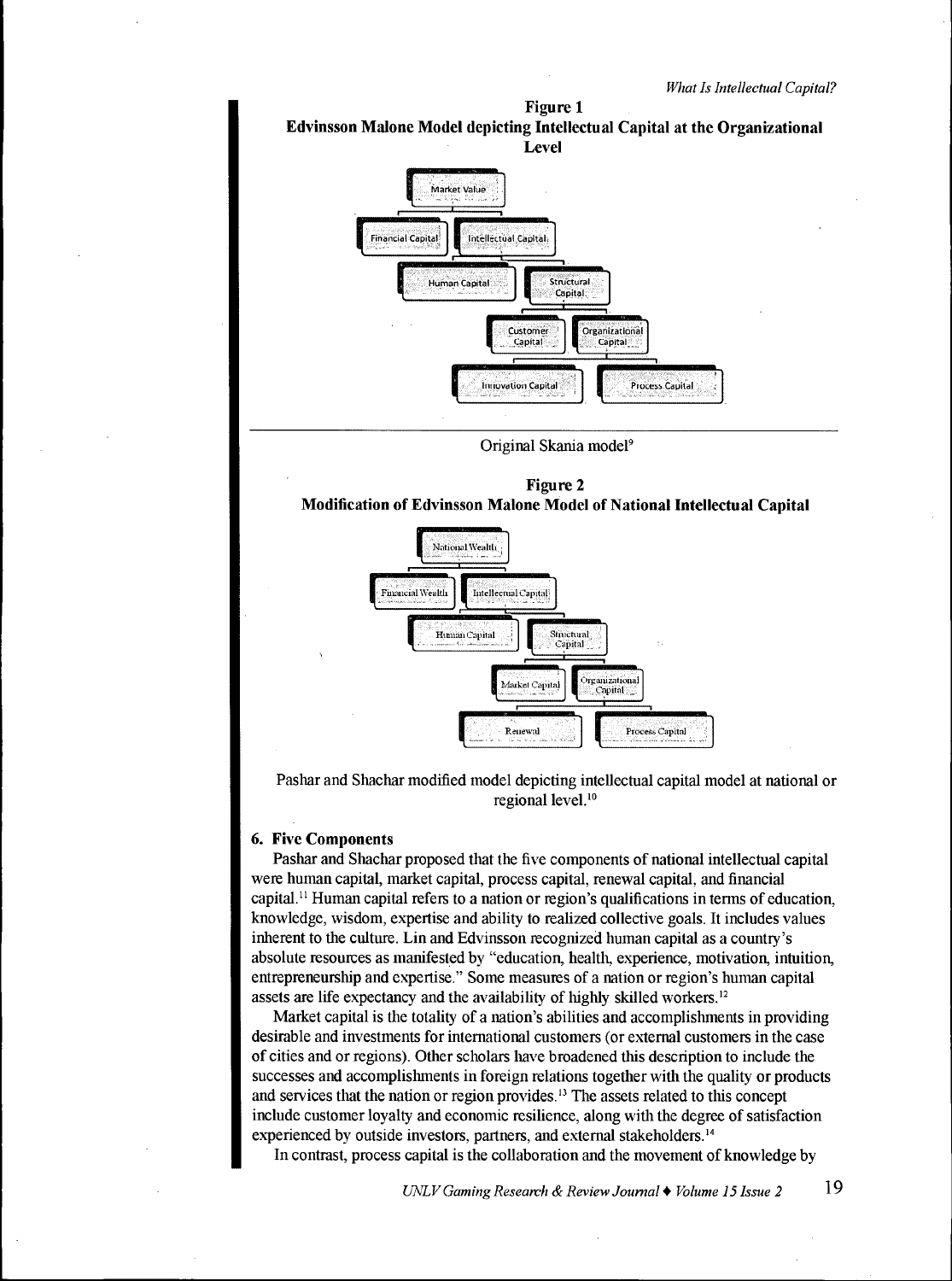**Figure 1**
**Edvinsson Malone Model depicting Intellectual Capital at the Organizational Level**

Market Value

Financial Capital | Intellectual Capital

Human Capital | Structural Capital

Customer Capital | Organizational Capital

Innovation Capital | Process Capital

Original Skania model[9]

**Figure 2**
**Modification of Edvinsson Malone Model of National Intellectual Capital**

National Wealth

Financial Wealth | Intellectual Capital

Human Capital | Structural Capital

Market Capital | Organizational Capital

Renewal | Process Capital

Pashar and Shachar modified model depicting intellectual capital model at national or regional level.[10]

### 6. Five Components

Pashar and Shachar proposed that the five components of national intellectual capital were human capital, market capital, process capital, renewal capital, and financial capital.[11] Human capital refers to a nation or region's qualifications in terms of education, knowledge, wisdom, expertise and ability to realized collective goals. It includes values inherent to the culture. Lin and Edvinsson recognized human capital as a country's absolute resources as manifested by "education, health, experience, motivation, intuition, entrepreneurship and expertise." Some measures of a nation or region's human capital assets are life expectancy and the availability of highly skilled workers.[12]

Market capital is the totality of a nation's abilities and accomplishments in providing desirable and investments for international customers (or external customers in the case of cities and or regions). Other scholars have broadened this description to include the successes and accomplishments in foreign relations together with the quality or products and services that the nation or region provides.[13] The assets related to this concept include customer loyalty and economic resilience, along with the degree of satisfaction experienced by outside investors, partners, and external stakeholders.[14]

In contrast, process capital is the collaboration and the movement of knowledge by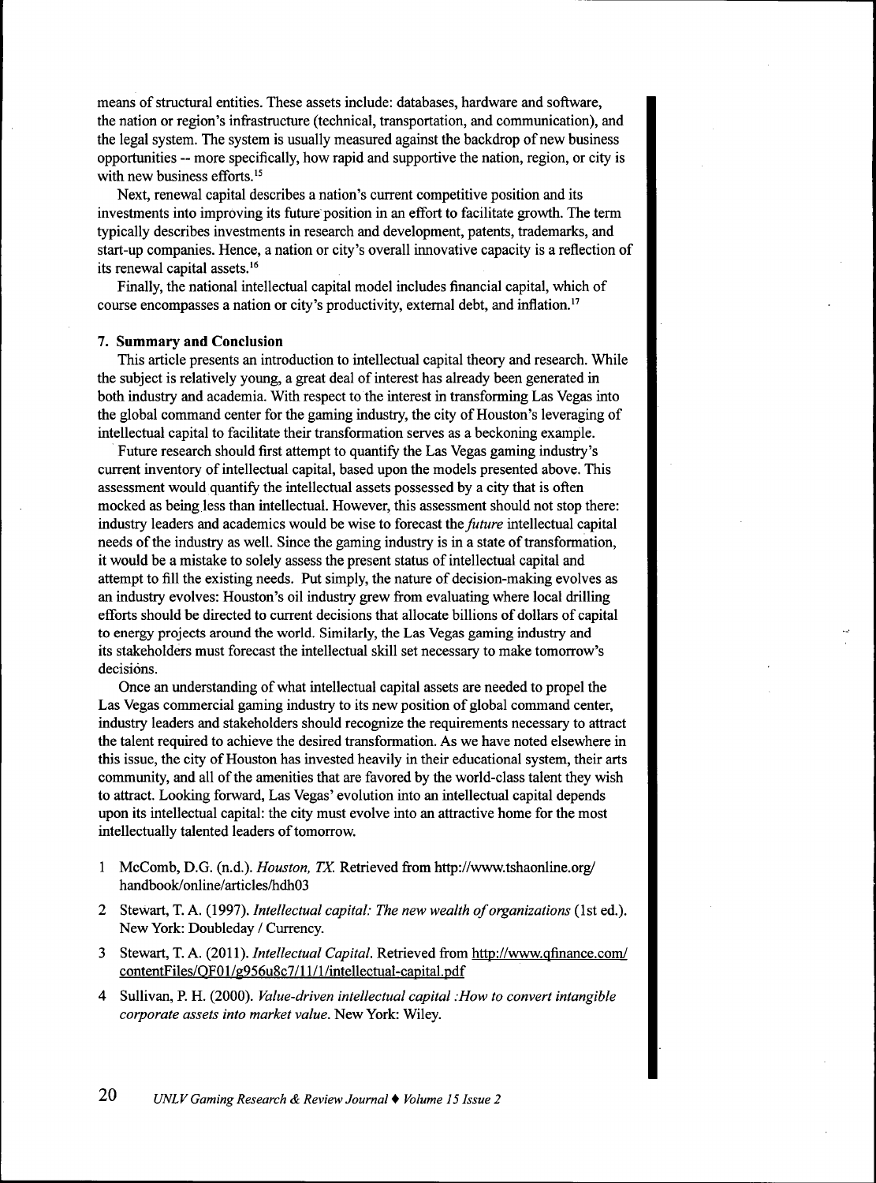means of structural entities. These assets include: databases, hardware and software, the nation or region's infrastructure (technical, transportation, and communication), and the legal system. The system is usually measured against the backdrop of new business opportunities -- more specifically, how rapid and supportive the nation, region, or city is with new business efforts.[15]

Next, renewal capital describes a nation's current competitive position and its investments into improving its future position in an effort to facilitate growth. The term typically describes investments in research and development, patents, trademarks, and start-up companies. Hence, a nation or city's overall innovative capacity is a reflection of its renewal capital assets.[16]

Finally, the national intellectual capital model includes financial capital, which of course encompasses a nation or city's productivity, external debt, and inflation.[17]

### 7. Summary and Conclusion

This article presents an introduction to intellectual capital theory and research. While the subject is relatively young, a great deal of interest has already been generated in both industry and academia. With respect to the interest in transforming Las Vegas into the global command center for the gaming industry, the city of Houston's leveraging of intellectual capital to facilitate their transformation serves as a beckoning example.

Future research should first attempt to quantify the Las Vegas gaming industry's current inventory of intellectual capital, based upon the models presented above. This assessment would quantify the intellectual assets possessed by a city that is often mocked as being less than intellectual. However, this assessment should not stop there: industry leaders and academics would be wise to forecast the *future* intellectual capital needs of the industry as well. Since the gaming industry is in a state of transformation, it would be a mistake to solely assess the present status of intellectual capital and attempt to fill the existing needs. Put simply, the nature of decision-making evolves as an industry evolves: Houston's oil industry grew from evaluating where local drilling efforts should be directed to current decisions that allocate billions of dollars of capital to energy projects around the world. Similarly, the Las Vegas gaming industry and its stakeholders must forecast the intellectual skill set necessary to make tomorrow's decisions.

Once an understanding of what intellectual capital assets are needed to propel the Las Vegas commercial gaming industry to its new position of global command center, industry leaders and stakeholders should recognize the requirements necessary to attract the talent required to achieve the desired transformation. As we have noted elsewhere in this issue, the city of Houston has invested heavily in their educational system, their arts community, and all of the amenities that are favored by the world-class talent they wish to attract. Looking forward, Las Vegas' evolution into an intellectual capital depends upon its intellectual capital: the city must evolve into an attractive home for the most intellectually talented leaders of tomorrow.

1. McComb, D.G. (n.d.). *Houston, TX.* Retrieved from http://www.tshaonline.org/handbook/online/articles/hdh03
2. Stewart, T. A. (1997). *Intellectual capital: The new wealth of organizations* (1st ed.). New York: Doubleday / Currency.
3. Stewart, T. A. (2011). *Intellectual Capital.* Retrieved from http://www.qfinance.com/contentFiles/QF01/g956u8c7/11/1/intellectual-capital.pdf
4. Sullivan, P. H. (2000). *Value-driven intellectual capital :How to convert intangible corporate assets into market value.* New York: Wiley.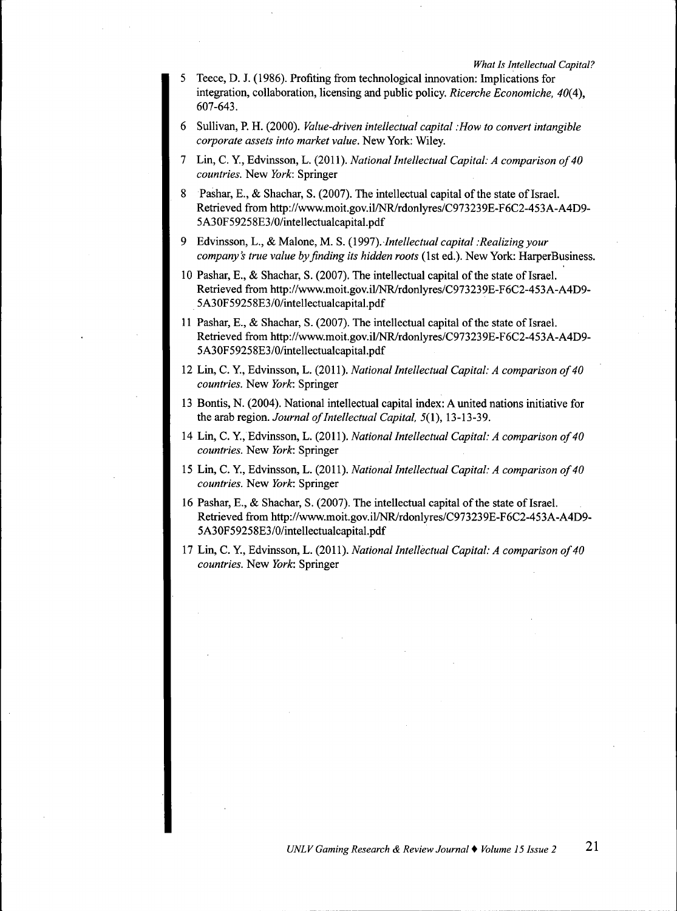5 Teece, D. J. (1986). Profiting from technological innovation: Implications for integration, collaboration, licensing and public policy. *Ricerche Economiche, 40*(4), 607-643.

6 Sullivan, P. H. (2000). *Value-driven intellectual capital :How to convert intangible corporate assets into market value*. New York: Wiley.

7 Lin, C. Y., Edvinsson, L. (2011). *National Intellectual Capital: A comparison of 40 countries*. New *York*: Springer

8 Pashar, E., & Shachar, S. (2007). The intellectual capital of the state of Israel. Retrieved from http://www.moit.gov.il/NR/rdonlyres/C973239E-F6C2-453A-A4D9-5A30F59258E3/0/intellectualcapital.pdf

9 Edvinsson, L., & Malone, M. S. (1997). *Intellectual capital :Realizing your company's true value by finding its hidden roots* (1st ed.). New York: HarperBusiness.

10 Pashar, E., & Shachar, S. (2007). The intellectual capital of the state of Israel. Retrieved from http://www.moit.gov.il/NR/rdonlyres/C973239E-F6C2-453A-A4D9-5A30F59258E3/0/intellectualcapital.pdf

11 Pashar, E., & Shachar, S. (2007). The intellectual capital of the state of Israel. Retrieved from http://www.moit.gov.il/NR/rdonlyres/C973239E-F6C2-453A-A4D9-5A30F59258E3/0/intellectualcapital.pdf

12 Lin, C. Y., Edvinsson, L. (2011). *National Intellectual Capital: A comparison of 40 countries*. New *York*: Springer

13 Bontis, N. (2004). National intellectual capital index: A united nations initiative for the arab region. *Journal of Intellectual Capital, 5*(1), 13-13-39.

14 Lin, C. Y., Edvinsson, L. (2011). *National Intellectual Capital: A comparison of 40 countries*. New *York*: Springer

15 Lin, C. Y., Edvinsson, L. (2011). *National Intellectual Capital: A comparison of 40 countries*. New *York*: Springer

16 Pashar, E., & Shachar, S. (2007). The intellectual capital of the state of Israel. Retrieved from http://www.moit.gov.il/NR/rdonlyres/C973239E-F6C2-453A-A4D9-5A30F59258E3/0/intellectualcapital.pdf

17 Lin, C. Y., Edvinsson, L. (2011). *National Intellectual Capital: A comparison of 40 countries*. New *York*: Springer